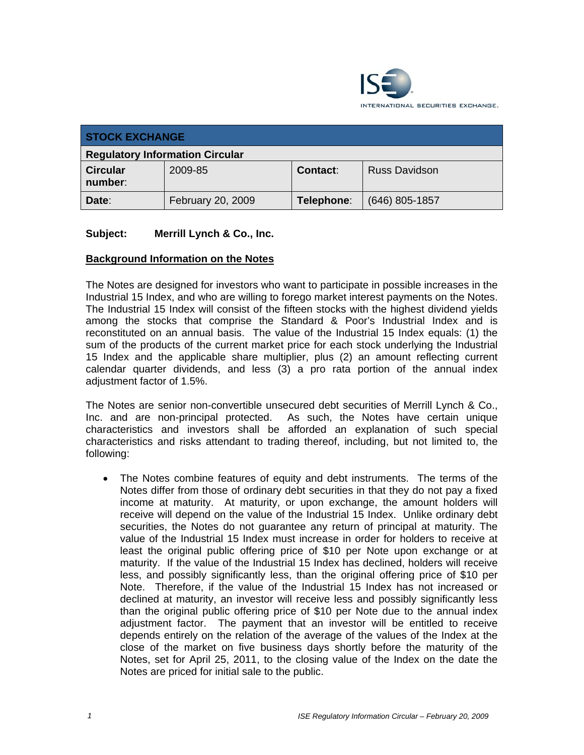ISE INTERNATIONAL SECURITIES EXCHANGE.

| STOCK EXCHANGE | | | |
|---|---|---|---|
| **Regulatory Information Circular** | | | |
| **Circular number**: | 2009-85 | **Contact**: | Russ Davidson |
| **Date**: | February 20, 2009 | **Telephone**: | (646) 805-1857 |

**Subject: Merrill Lynch & Co., Inc.**

**Background Information on the Notes**

The Notes are designed for investors who want to participate in possible increases in the Industrial 15 Index, and who are willing to forego market interest payments on the Notes. The Industrial 15 Index will consist of the fifteen stocks with the highest dividend yields among the stocks that comprise the Standard & Poor's Industrial Index and is reconstituted on an annual basis. The value of the Industrial 15 Index equals: (1) the sum of the products of the current market price for each stock underlying the Industrial 15 Index and the applicable share multiplier, plus (2) an amount reflecting current calendar quarter dividends, and less (3) a pro rata portion of the annual index adjustment factor of 1.5%.

The Notes are senior non-convertible unsecured debt securities of Merrill Lynch & Co., Inc. and are non-principal protected. As such, the Notes have certain unique characteristics and investors shall be afforded an explanation of such special characteristics and risks attendant to trading thereof, including, but not limited to, the following:

- The Notes combine features of equity and debt instruments. The terms of the Notes differ from those of ordinary debt securities in that they do not pay a fixed income at maturity. At maturity, or upon exchange, the amount holders will receive will depend on the value of the Industrial 15 Index. Unlike ordinary debt securities, the Notes do not guarantee any return of principal at maturity. The value of the Industrial 15 Index must increase in order for holders to receive at least the original public offering price of $10 per Note upon exchange or at maturity. If the value of the Industrial 15 Index has declined, holders will receive less, and possibly significantly less, than the original offering price of $10 per Note. Therefore, if the value of the Industrial 15 Index has not increased or declined at maturity, an investor will receive less and possibly significantly less than the original public offering price of $10 per Note due to the annual index adjustment factor. The payment that an investor will be entitled to receive depends entirely on the relation of the average of the values of the Index at the close of the market on five business days shortly before the maturity of the Notes, set for April 25, 2011, to the closing value of the Index on the date the Notes are priced for initial sale to the public.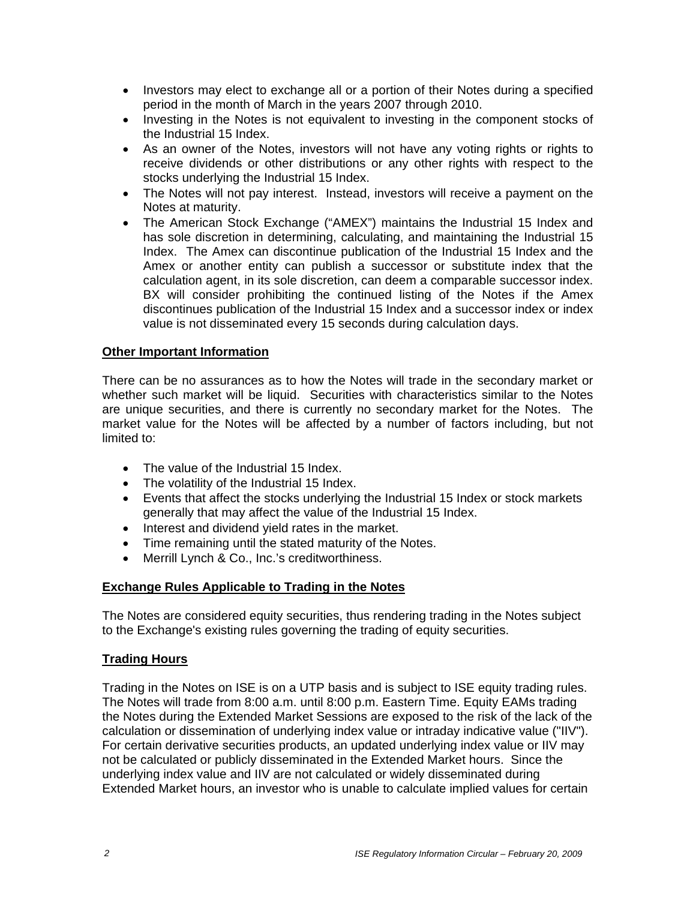- Investors may elect to exchange all or a portion of their Notes during a specified period in the month of March in the years 2007 through 2010.
- Investing in the Notes is not equivalent to investing in the component stocks of the Industrial 15 Index.
- As an owner of the Notes, investors will not have any voting rights or rights to receive dividends or other distributions or any other rights with respect to the stocks underlying the Industrial 15 Index.
- The Notes will not pay interest. Instead, investors will receive a payment on the Notes at maturity.
- The American Stock Exchange ("AMEX") maintains the Industrial 15 Index and has sole discretion in determining, calculating, and maintaining the Industrial 15 Index. The Amex can discontinue publication of the Industrial 15 Index and the Amex or another entity can publish a successor or substitute index that the calculation agent, in its sole discretion, can deem a comparable successor index. BX will consider prohibiting the continued listing of the Notes if the Amex discontinues publication of the Industrial 15 Index and a successor index or index value is not disseminated every 15 seconds during calculation days.

**Other Important Information**

There can be no assurances as to how the Notes will trade in the secondary market or whether such market will be liquid. Securities with characteristics similar to the Notes are unique securities, and there is currently no secondary market for the Notes. The market value for the Notes will be affected by a number of factors including, but not limited to:

- The value of the Industrial 15 Index.
- The volatility of the Industrial 15 Index.
- Events that affect the stocks underlying the Industrial 15 Index or stock markets generally that may affect the value of the Industrial 15 Index.
- Interest and dividend yield rates in the market.
- Time remaining until the stated maturity of the Notes.
- Merrill Lynch & Co., Inc.'s creditworthiness.

**Exchange Rules Applicable to Trading in the Notes**

The Notes are considered equity securities, thus rendering trading in the Notes subject to the Exchange's existing rules governing the trading of equity securities.

**Trading Hours**

Trading in the Notes on ISE is on a UTP basis and is subject to ISE equity trading rules. The Notes will trade from 8:00 a.m. until 8:00 p.m. Eastern Time. Equity EAMs trading the Notes during the Extended Market Sessions are exposed to the risk of the lack of the calculation or dissemination of underlying index value or intraday indicative value ("IIV"). For certain derivative securities products, an updated underlying index value or IIV may not be calculated or publicly disseminated in the Extended Market hours. Since the underlying index value and IIV are not calculated or widely disseminated during Extended Market hours, an investor who is unable to calculate implied values for certain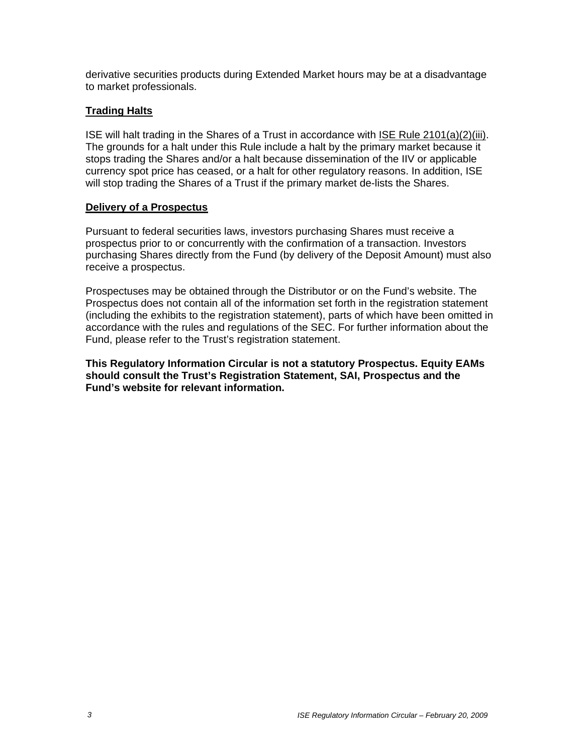derivative securities products during Extended Market hours may be at a disadvantage to market professionals.

## Trading Halts

ISE will halt trading in the Shares of a Trust in accordance with ISE Rule 2101(a)(2)(iii). The grounds for a halt under this Rule include a halt by the primary market because it stops trading the Shares and/or a halt because dissemination of the IIV or applicable currency spot price has ceased, or a halt for other regulatory reasons. In addition, ISE will stop trading the Shares of a Trust if the primary market de-lists the Shares.

## Delivery of a Prospectus

Pursuant to federal securities laws, investors purchasing Shares must receive a prospectus prior to or concurrently with the confirmation of a transaction. Investors purchasing Shares directly from the Fund (by delivery of the Deposit Amount) must also receive a prospectus.

Prospectuses may be obtained through the Distributor or on the Fund's website. The Prospectus does not contain all of the information set forth in the registration statement (including the exhibits to the registration statement), parts of which have been omitted in accordance with the rules and regulations of the SEC. For further information about the Fund, please refer to the Trust's registration statement.

**This Regulatory Information Circular is not a statutory Prospectus. Equity EAMs should consult the Trust's Registration Statement, SAI, Prospectus and the Fund's website for relevant information.**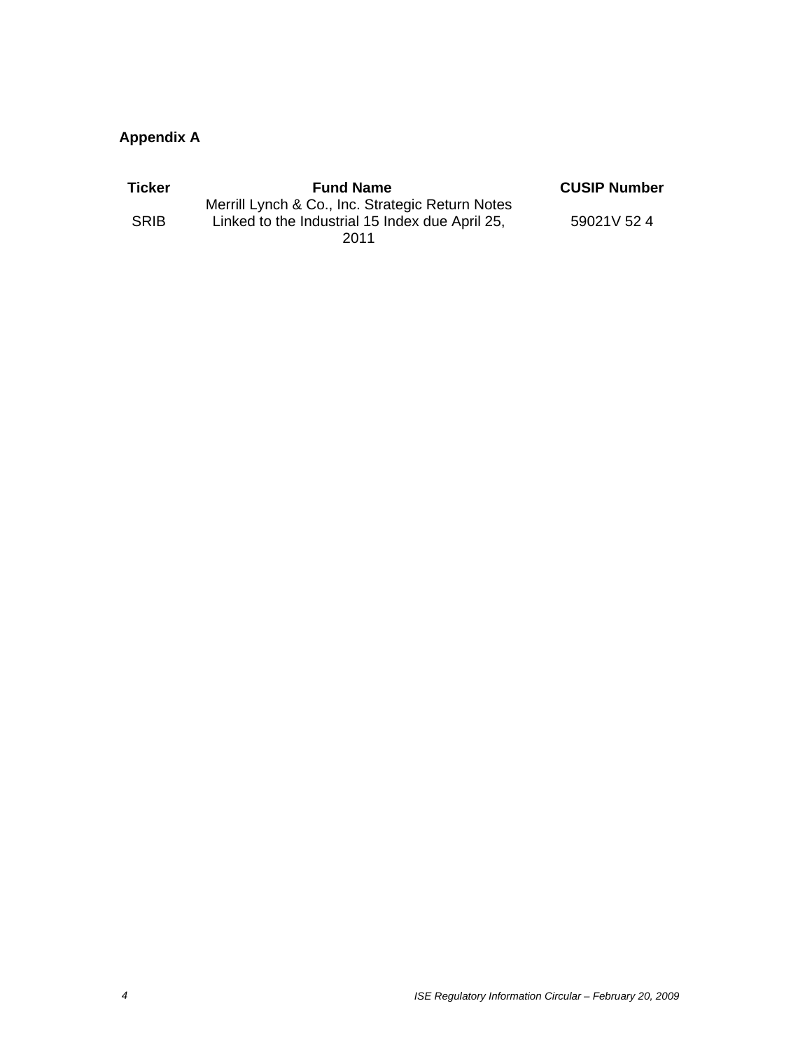**Appendix A**

| Ticker | Fund Name | CUSIP Number |
| --- | --- | --- |
| SRIB | Merrill Lynch & Co., Inc. Strategic Return Notes Linked to the Industrial 15 Index due April 25, 2011 | 59021V 52 4 |